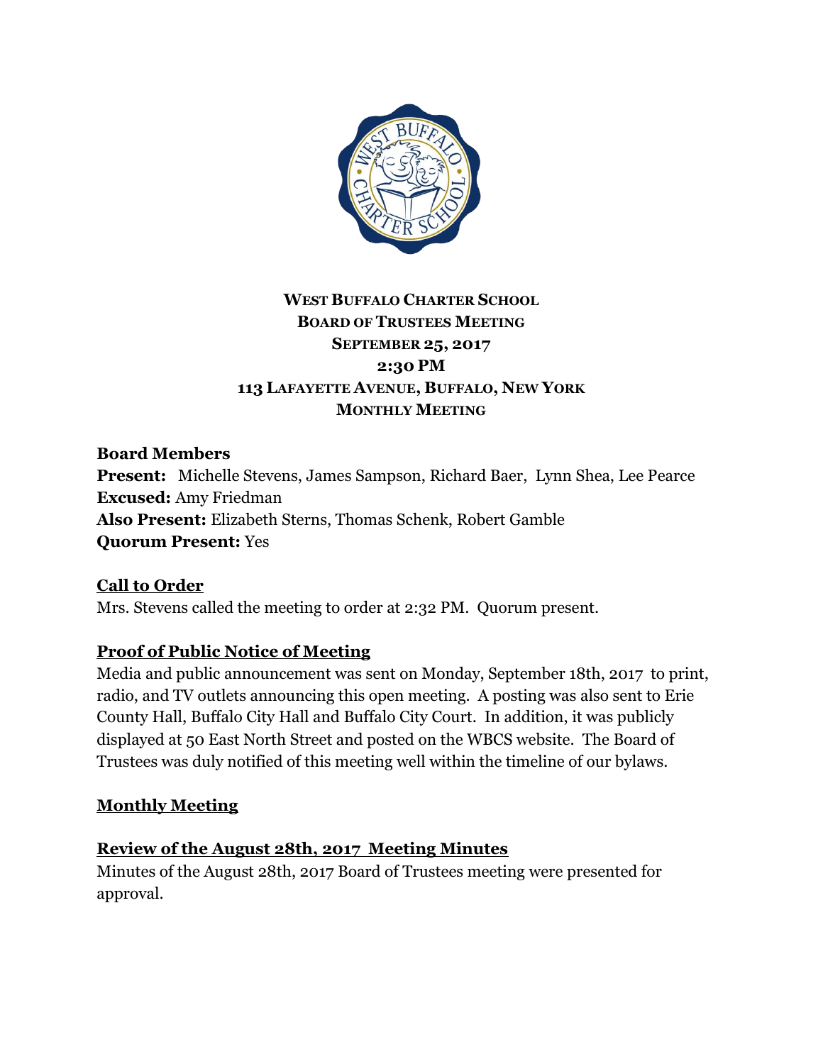**WEST BUFFALO CHARTER SCHOOL**
**BOARD OF TRUSTEES MEETING**
**SEPTEMBER 25, 2017**
**2:30 PM**
**113 LAFAYETTE AVENUE, BUFFALO, NEW YORK**
**MONTHLY MEETING**

**Board Members**
**Present:** Michelle Stevens, James Sampson, Richard Baer, Lynn Shea, Lee Pearce
**Excused:** Amy Friedman
**Also Present:** Elizabeth Sterns, Thomas Schenk, Robert Gamble
**Quorum Present:** Yes

## Call to Order

Mrs. Stevens called the meeting to order at 2:32 PM. Quorum present.

## Proof of Public Notice of Meeting

Media and public announcement was sent on Monday, September 18th, 2017 to print, radio, and TV outlets announcing this open meeting. A posting was also sent to Erie County Hall, Buffalo City Hall and Buffalo City Court. In addition, it was publicly displayed at 50 East North Street and posted on the WBCS website. The Board of Trustees was duly notified of this meeting well within the timeline of our bylaws.

## Monthly Meeting

## Review of the August 28th, 2017 Meeting Minutes

Minutes of the August 28th, 2017 Board of Trustees meeting were presented for approval.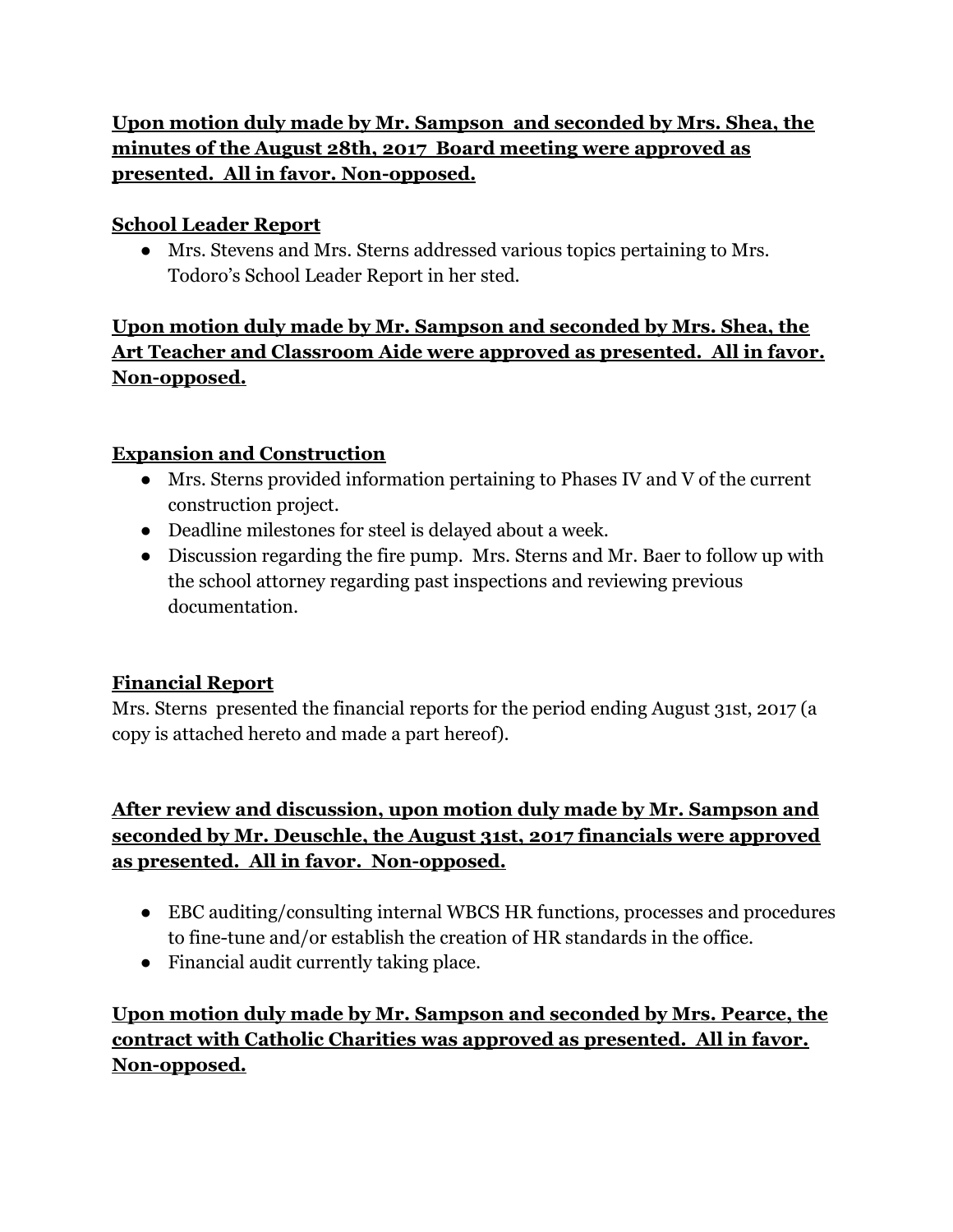**Upon motion duly made by Mr. Sampson and seconded by Mrs. Shea, the minutes of the August 28th, 2017 Board meeting were approved as presented. All in favor. Non-opposed.**

**School Leader Report**

- Mrs. Stevens and Mrs. Sterns addressed various topics pertaining to Mrs. Todoro's School Leader Report in her sted.

**Upon motion duly made by Mr. Sampson and seconded by Mrs. Shea, the Art Teacher and Classroom Aide were approved as presented. All in favor. Non-opposed.**

**Expansion and Construction**

- Mrs. Sterns provided information pertaining to Phases IV and V of the current construction project.
- Deadline milestones for steel is delayed about a week.
- Discussion regarding the fire pump. Mrs. Sterns and Mr. Baer to follow up with the school attorney regarding past inspections and reviewing previous documentation.

**Financial Report**

Mrs. Sterns presented the financial reports for the period ending August 31st, 2017 (a copy is attached hereto and made a part hereof).

**After review and discussion, upon motion duly made by Mr. Sampson and seconded by Mr. Deuschle, the August 31st, 2017 financials were approved as presented. All in favor. Non-opposed.**

- EBC auditing/consulting internal WBCS HR functions, processes and procedures to fine-tune and/or establish the creation of HR standards in the office.
- Financial audit currently taking place.

**Upon motion duly made by Mr. Sampson and seconded by Mrs. Pearce, the contract with Catholic Charities was approved as presented. All in favor. Non-opposed.**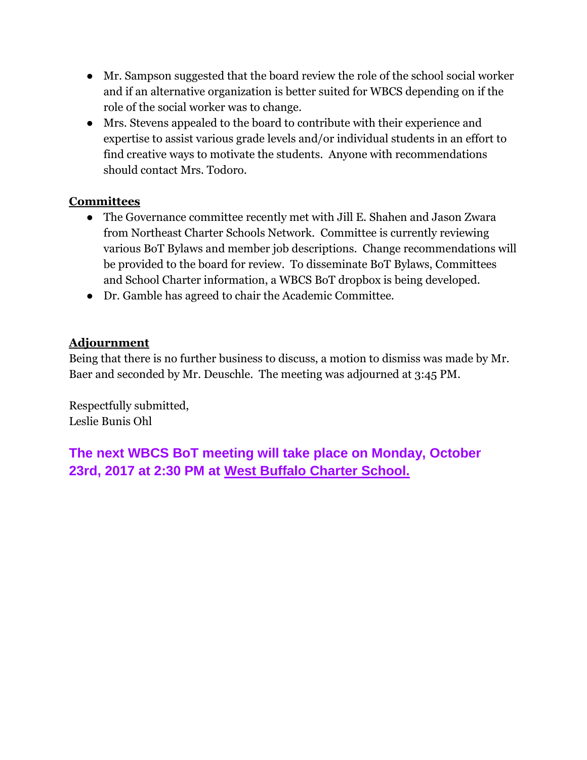- Mr. Sampson suggested that the board review the role of the school social worker and if an alternative organization is better suited for WBCS depending on if the role of the social worker was to change.
- Mrs. Stevens appealed to the board to contribute with their experience and expertise to assist various grade levels and/or individual students in an effort to find creative ways to motivate the students. Anyone with recommendations should contact Mrs. Todoro.

**Committees**

- The Governance committee recently met with Jill E. Shahen and Jason Zwara from Northeast Charter Schools Network. Committee is currently reviewing various BoT Bylaws and member job descriptions. Change recommendations will be provided to the board for review. To disseminate BoT Bylaws, Committees and School Charter information, a WBCS BoT dropbox is being developed.
- Dr. Gamble has agreed to chair the Academic Committee.

**Adjournment**

Being that there is no further business to discuss, a motion to dismiss was made by Mr. Baer and seconded by Mr. Deuschle. The meeting was adjourned at 3:45 PM.

Respectfully submitted,
Leslie Bunis Ohl

**The next WBCS BoT meeting will take place on Monday, October 23rd, 2017 at 2:30 PM at West Buffalo Charter School.**